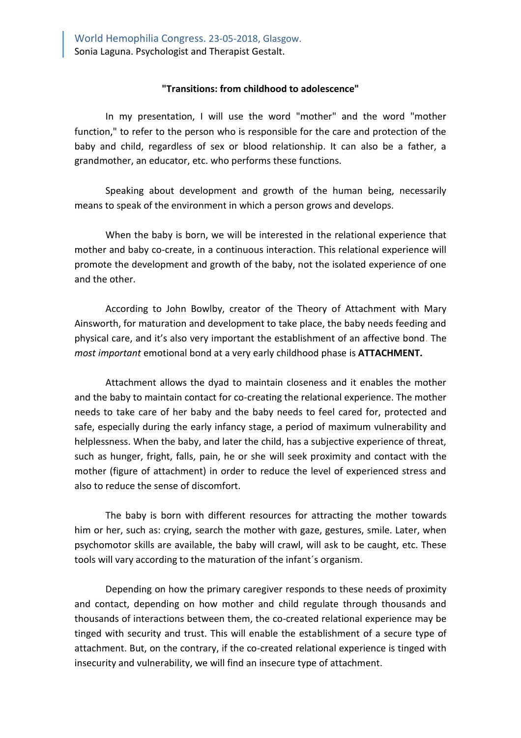World Hemophilia Congress. 23-05-2018, Glasgow.
Sonia Laguna. Psychologist and Therapist Gestalt.

**"Transitions: from childhood to adolescence"**

In my presentation, I will use the word "mother" and the word "mother function," to refer to the person who is responsible for the care and protection of the baby and child, regardless of sex or blood relationship. It can also be a father, a grandmother, an educator, etc. who performs these functions.

Speaking about development and growth of the human being, necessarily means to speak of the environment in which a person grows and develops.

When the baby is born, we will be interested in the relational experience that mother and baby co-create, in a continuous interaction. This relational experience will promote the development and growth of the baby, not the isolated experience of one and the other.

According to John Bowlby, creator of the Theory of Attachment with Mary Ainsworth, for maturation and development to take place, the baby needs feeding and physical care, and it's also very important the establishment of an affective bond. The *most important* emotional bond at a very early childhood phase is **ATTACHMENT.**

Attachment allows the dyad to maintain closeness and it enables the mother and the baby to maintain contact for co-creating the relational experience. The mother needs to take care of her baby and the baby needs to feel cared for, protected and safe, especially during the early infancy stage, a period of maximum vulnerability and helplessness. When the baby, and later the child, has a subjective experience of threat, such as hunger, fright, falls, pain, he or she will seek proximity and contact with the mother (figure of attachment) in order to reduce the level of experienced stress and also to reduce the sense of discomfort.

The baby is born with different resources for attracting the mother towards him or her, such as: crying, search the mother with gaze, gestures, smile. Later, when psychomotor skills are available, the baby will crawl, will ask to be caught, etc. These tools will vary according to the maturation of the infant´s organism.

Depending on how the primary caregiver responds to these needs of proximity and contact, depending on how mother and child regulate through thousands and thousands of interactions between them, the co-created relational experience may be tinged with security and trust. This will enable the establishment of a secure type of attachment. But, on the contrary, if the co-created relational experience is tinged with insecurity and vulnerability, we will find an insecure type of attachment.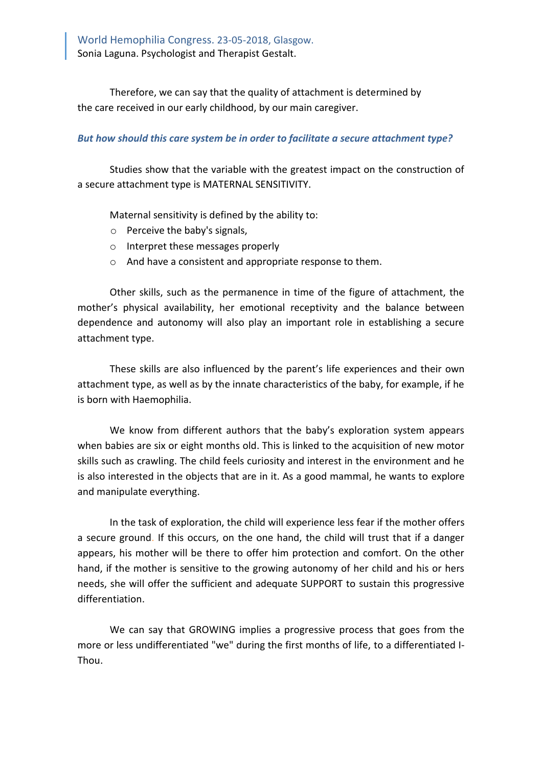Therefore, we can say that the quality of attachment is determined by the care received in our early childhood, by our main caregiver.

***But how should this care system be in order to facilitate a secure attachment type?***

Studies show that the variable with the greatest impact on the construction of a secure attachment type is MATERNAL SENSITIVITY.

Maternal sensitivity is defined by the ability to:

- Perceive the baby's signals,
- Interpret these messages properly
- And have a consistent and appropriate response to them.

Other skills, such as the permanence in time of the figure of attachment, the mother's physical availability, her emotional receptivity and the balance between dependence and autonomy will also play an important role in establishing a secure attachment type.

These skills are also influenced by the parent's life experiences and their own attachment type, as well as by the innate characteristics of the baby, for example, if he is born with Haemophilia.

We know from different authors that the baby's exploration system appears when babies are six or eight months old. This is linked to the acquisition of new motor skills such as crawling. The child feels curiosity and interest in the environment and he is also interested in the objects that are in it. As a good mammal, he wants to explore and manipulate everything.

In the task of exploration, the child will experience less fear if the mother offers a secure ground. If this occurs, on the one hand, the child will trust that if a danger appears, his mother will be there to offer him protection and comfort. On the other hand, if the mother is sensitive to the growing autonomy of her child and his or hers needs, she will offer the sufficient and adequate SUPPORT to sustain this progressive differentiation.

We can say that GROWING implies a progressive process that goes from the more or less undifferentiated "we" during the first months of life, to a differentiated I-Thou.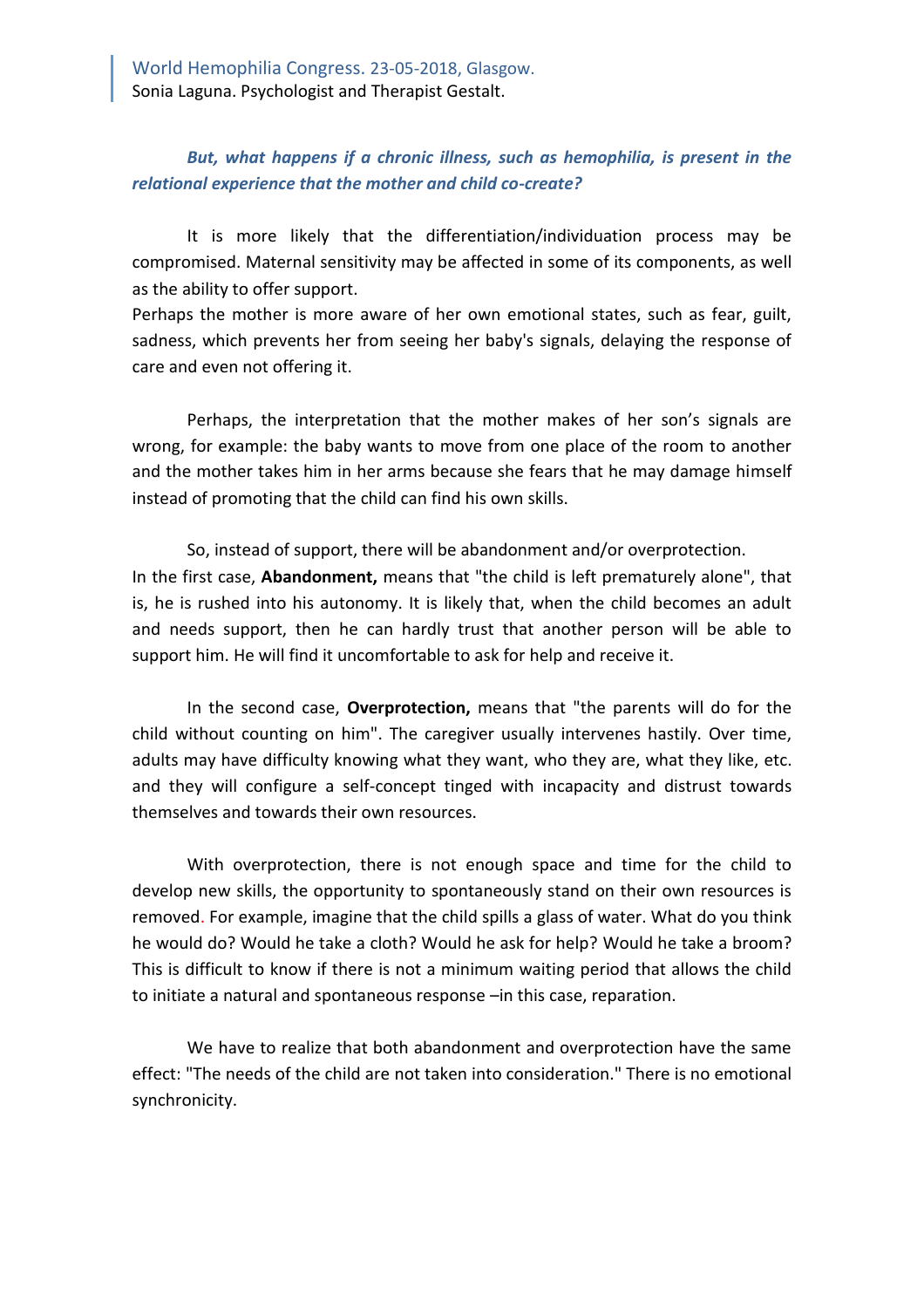***But, what happens if a chronic illness, such as hemophilia, is present in the relational experience that the mother and child co-create?***

It is more likely that the differentiation/individuation process may be compromised. Maternal sensitivity may be affected in some of its components, as well as the ability to offer support.
Perhaps the mother is more aware of her own emotional states, such as fear, guilt, sadness, which prevents her from seeing her baby's signals, delaying the response of care and even not offering it.

Perhaps, the interpretation that the mother makes of her son's signals are wrong, for example: the baby wants to move from one place of the room to another and the mother takes him in her arms because she fears that he may damage himself instead of promoting that the child can find his own skills.

So, instead of support, there will be abandonment and/or overprotection.
In the first case, **Abandonment,** means that "the child is left prematurely alone", that is, he is rushed into his autonomy. It is likely that, when the child becomes an adult and needs support, then he can hardly trust that another person will be able to support him. He will find it uncomfortable to ask for help and receive it.

In the second case, **Overprotection,** means that "the parents will do for the child without counting on him". The caregiver usually intervenes hastily. Over time, adults may have difficulty knowing what they want, who they are, what they like, etc. and they will configure a self-concept tinged with incapacity and distrust towards themselves and towards their own resources.

With overprotection, there is not enough space and time for the child to develop new skills, the opportunity to spontaneously stand on their own resources is removed. For example, imagine that the child spills a glass of water. What do you think he would do? Would he take a cloth? Would he ask for help? Would he take a broom? This is difficult to know if there is not a minimum waiting period that allows the child to initiate a natural and spontaneous response –in this case, reparation.

We have to realize that both abandonment and overprotection have the same effect: "The needs of the child are not taken into consideration." There is no emotional synchronicity.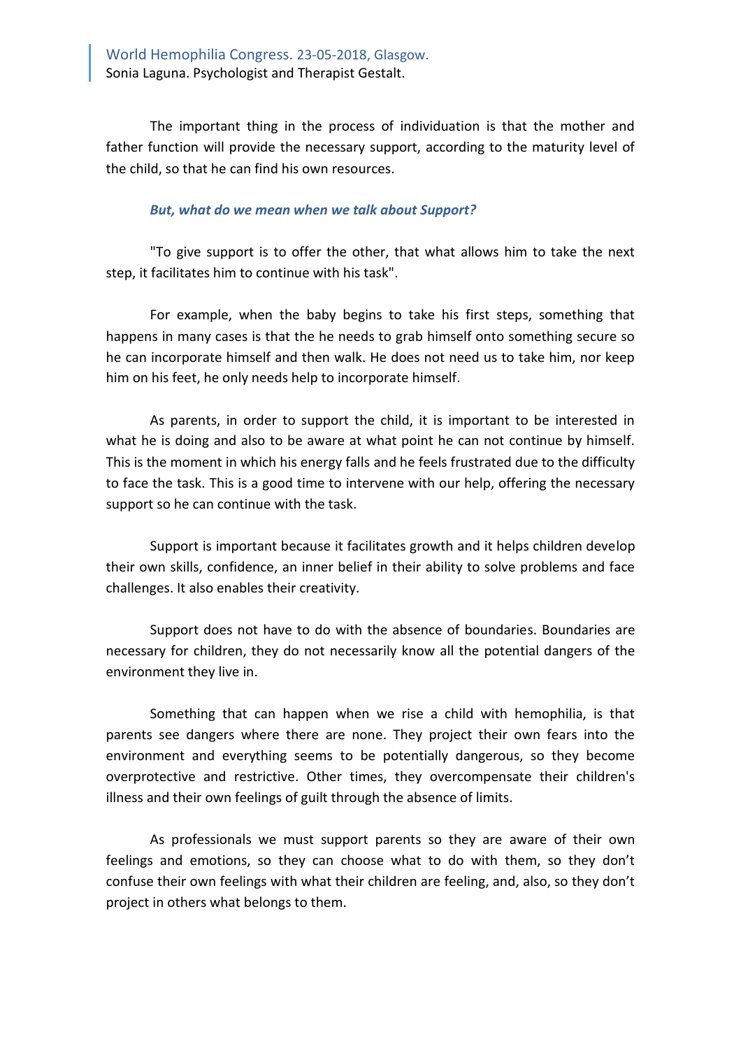The important thing in the process of individuation is that the mother and father function will provide the necessary support, according to the maturity level of the child, so that he can find his own resources.

***But, what do we mean when we talk about Support?***

"To give support is to offer the other, that what allows him to take the next step, it facilitates him to continue with his task".

For example, when the baby begins to take his first steps, something that happens in many cases is that the he needs to grab himself onto something secure so he can incorporate himself and then walk. He does not need us to take him, nor keep him on his feet, he only needs help to incorporate himself.

As parents, in order to support the child, it is important to be interested in what he is doing and also to be aware at what point he can not continue by himself. This is the moment in which his energy falls and he feels frustrated due to the difficulty to face the task. This is a good time to intervene with our help, offering the necessary support so he can continue with the task.

Support is important because it facilitates growth and it helps children develop their own skills, confidence, an inner belief in their ability to solve problems and face challenges. It also enables their creativity.

Support does not have to do with the absence of boundaries. Boundaries are necessary for children, they do not necessarily know all the potential dangers of the environment they live in.

Something that can happen when we rise a child with hemophilia, is that parents see dangers where there are none. They project their own fears into the environment and everything seems to be potentially dangerous, so they become overprotective and restrictive. Other times, they overcompensate their children's illness and their own feelings of guilt through the absence of limits.

As professionals we must support parents so they are aware of their own feelings and emotions, so they can choose what to do with them, so they don't confuse their own feelings with what their children are feeling, and, also, so they don't project in others what belongs to them.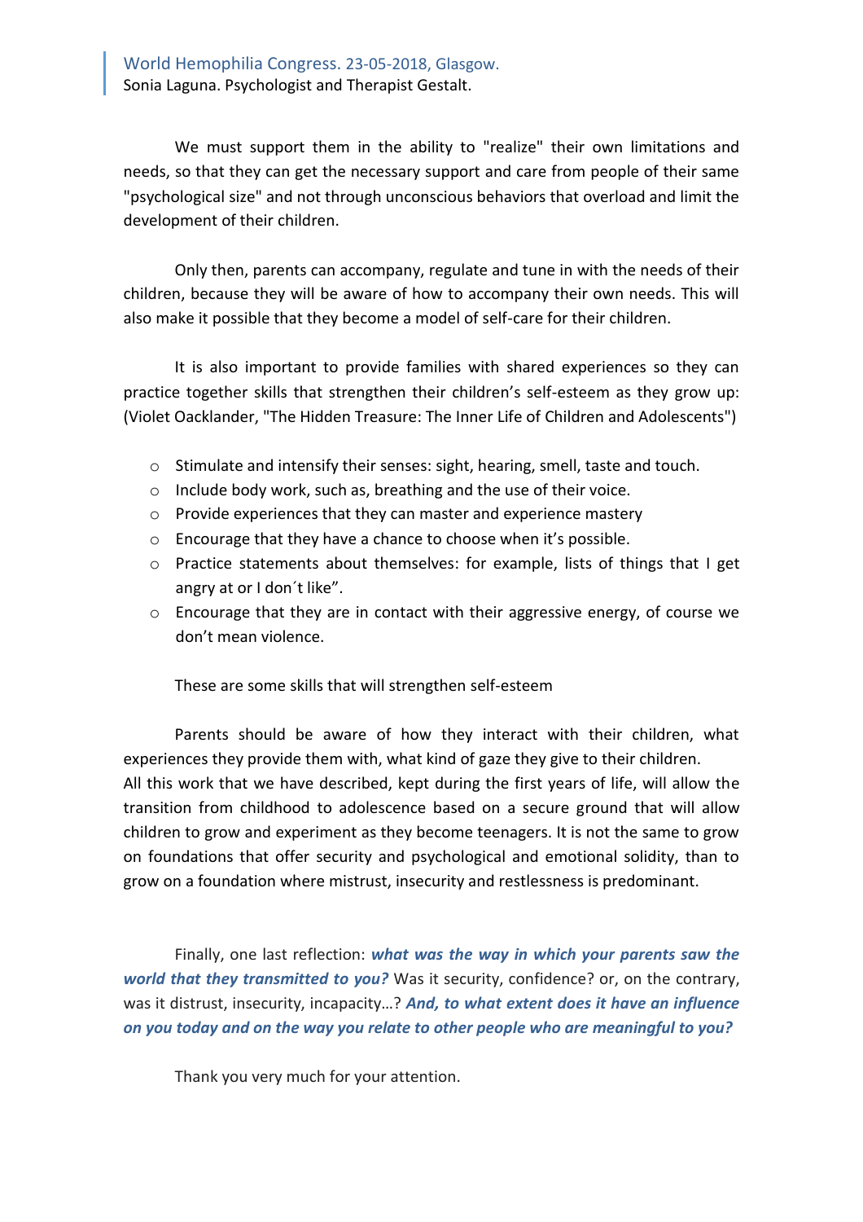We must support them in the ability to "realize" their own limitations and needs, so that they can get the necessary support and care from people of their same "psychological size" and not through unconscious behaviors that overload and limit the development of their children.

Only then, parents can accompany, regulate and tune in with the needs of their children, because they will be aware of how to accompany their own needs. This will also make it possible that they become a model of self-care for their children.

It is also important to provide families with shared experiences so they can practice together skills that strengthen their children's self-esteem as they grow up: (Violet Oacklander, "The Hidden Treasure: The Inner Life of Children and Adolescents")

- Stimulate and intensify their senses: sight, hearing, smell, taste and touch.
- Include body work, such as, breathing and the use of their voice.
- Provide experiences that they can master and experience mastery
- Encourage that they have a chance to choose when it's possible.
- Practice statements about themselves: for example, lists of things that I get angry at or I don´t like".
- Encourage that they are in contact with their aggressive energy, of course we don't mean violence.

These are some skills that will strengthen self-esteem

Parents should be aware of how they interact with their children, what experiences they provide them with, what kind of gaze they give to their children.
All this work that we have described, kept during the first years of life, will allow the transition from childhood to adolescence based on a secure ground that will allow children to grow and experiment as they become teenagers. It is not the same to grow on foundations that offer security and psychological and emotional solidity, than to grow on a foundation where mistrust, insecurity and restlessness is predominant.

Finally, one last reflection: ***what was the way in which your parents saw the world that they transmitted to you?*** Was it security, confidence? or, on the contrary, was it distrust, insecurity, incapacity…? ***And, to what extent does it have an influence on you today and on the way you relate to other people who are meaningful to you?***

Thank you very much for your attention.